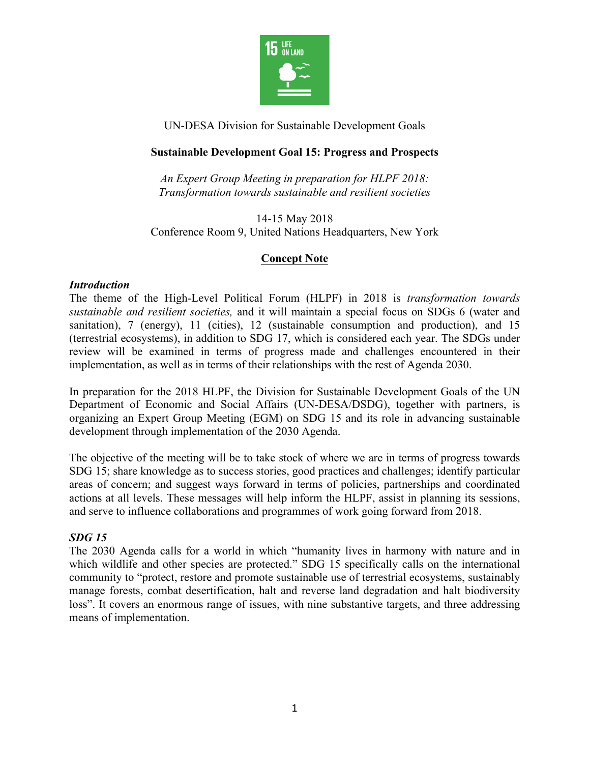UN-DESA Division for Sustainable Development Goals

**Sustainable Development Goal 15: Progress and Prospects**

*An Expert Group Meeting in preparation for HLPF 2018: Transformation towards sustainable and resilient societies*

14-15 May 2018
Conference Room 9, United Nations Headquarters, New York

# Concept Note

## *Introduction*

The theme of the High-Level Political Forum (HLPF) in 2018 is *transformation towards sustainable and resilient societies,* and it will maintain a special focus on SDGs 6 (water and sanitation), 7 (energy), 11 (cities), 12 (sustainable consumption and production), and 15 (terrestrial ecosystems), in addition to SDG 17, which is considered each year. The SDGs under review will be examined in terms of progress made and challenges encountered in their implementation, as well as in terms of their relationships with the rest of Agenda 2030.

In preparation for the 2018 HLPF, the Division for Sustainable Development Goals of the UN Department of Economic and Social Affairs (UN-DESA/DSDG), together with partners, is organizing an Expert Group Meeting (EGM) on SDG 15 and its role in advancing sustainable development through implementation of the 2030 Agenda.

The objective of the meeting will be to take stock of where we are in terms of progress towards SDG 15; share knowledge as to success stories, good practices and challenges; identify particular areas of concern; and suggest ways forward in terms of policies, partnerships and coordinated actions at all levels. These messages will help inform the HLPF, assist in planning its sessions, and serve to influence collaborations and programmes of work going forward from 2018.

## *SDG 15*

The 2030 Agenda calls for a world in which "humanity lives in harmony with nature and in which wildlife and other species are protected." SDG 15 specifically calls on the international community to "protect, restore and promote sustainable use of terrestrial ecosystems, sustainably manage forests, combat desertification, halt and reverse land degradation and halt biodiversity loss". It covers an enormous range of issues, with nine substantive targets, and three addressing means of implementation.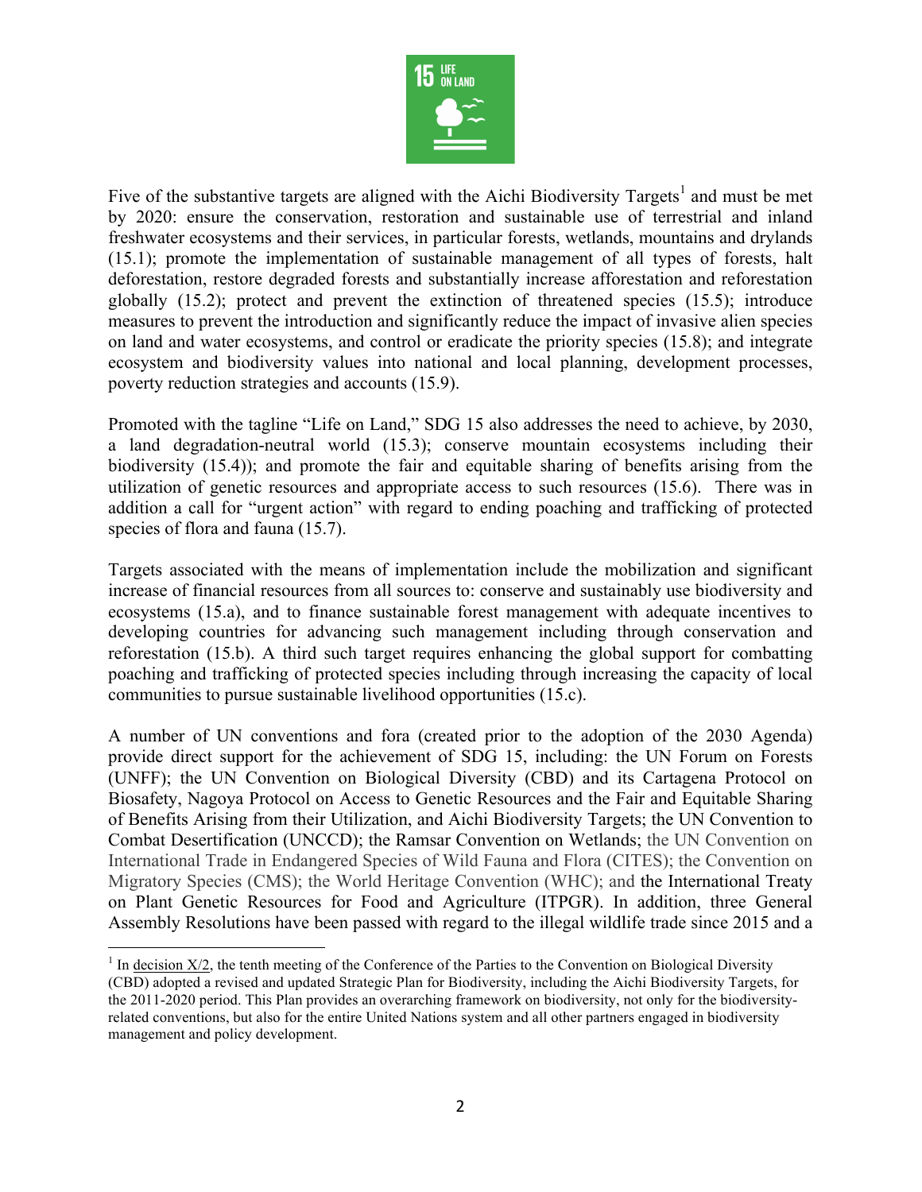Five of the substantive targets are aligned with the Aichi Biodiversity Targets[1] and must be met by 2020: ensure the conservation, restoration and sustainable use of terrestrial and inland freshwater ecosystems and their services, in particular forests, wetlands, mountains and drylands (15.1); promote the implementation of sustainable management of all types of forests, halt deforestation, restore degraded forests and substantially increase afforestation and reforestation globally (15.2); protect and prevent the extinction of threatened species (15.5); introduce measures to prevent the introduction and significantly reduce the impact of invasive alien species on land and water ecosystems, and control or eradicate the priority species (15.8); and integrate ecosystem and biodiversity values into national and local planning, development processes, poverty reduction strategies and accounts (15.9).

Promoted with the tagline "Life on Land," SDG 15 also addresses the need to achieve, by 2030, a land degradation-neutral world (15.3); conserve mountain ecosystems including their biodiversity (15.4)); and promote the fair and equitable sharing of benefits arising from the utilization of genetic resources and appropriate access to such resources (15.6). There was in addition a call for "urgent action" with regard to ending poaching and trafficking of protected species of flora and fauna (15.7).

Targets associated with the means of implementation include the mobilization and significant increase of financial resources from all sources to: conserve and sustainably use biodiversity and ecosystems (15.a), and to finance sustainable forest management with adequate incentives to developing countries for advancing such management including through conservation and reforestation (15.b). A third such target requires enhancing the global support for combatting poaching and trafficking of protected species including through increasing the capacity of local communities to pursue sustainable livelihood opportunities (15.c).

A number of UN conventions and fora (created prior to the adoption of the 2030 Agenda) provide direct support for the achievement of SDG 15, including: the UN Forum on Forests (UNFF); the UN Convention on Biological Diversity (CBD) and its Cartagena Protocol on Biosafety, Nagoya Protocol on Access to Genetic Resources and the Fair and Equitable Sharing of Benefits Arising from their Utilization, and Aichi Biodiversity Targets; the UN Convention to Combat Desertification (UNCCD); the Ramsar Convention on Wetlands; the UN Convention on International Trade in Endangered Species of Wild Fauna and Flora (CITES); the Convention on Migratory Species (CMS); the World Heritage Convention (WHC); and the International Treaty on Plant Genetic Resources for Food and Agriculture (ITPGR). In addition, three General Assembly Resolutions have been passed with regard to the illegal wildlife trade since 2015 and a

---

[1] In decision X/2, the tenth meeting of the Conference of the Parties to the Convention on Biological Diversity (CBD) adopted a revised and updated Strategic Plan for Biodiversity, including the Aichi Biodiversity Targets, for the 2011-2020 period. This Plan provides an overarching framework on biodiversity, not only for the biodiversity-related conventions, but also for the entire United Nations system and all other partners engaged in biodiversity management and policy development.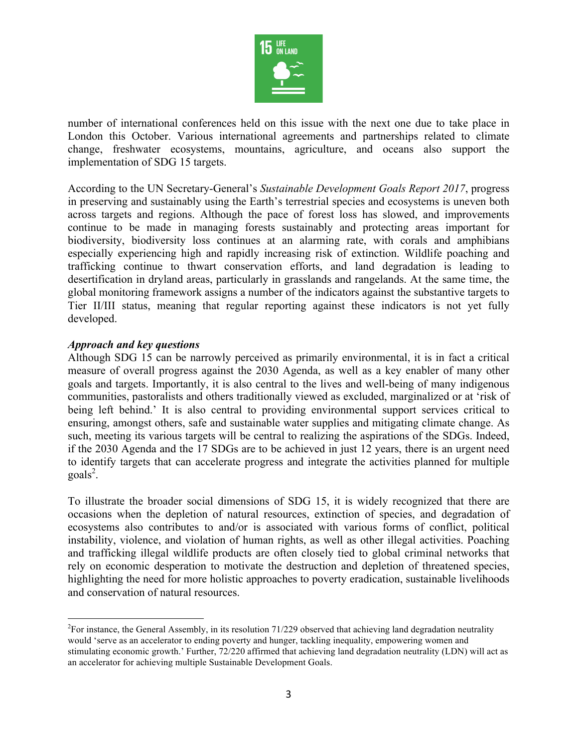number of international conferences held on this issue with the next one due to take place in London this October. Various international agreements and partnerships related to climate change, freshwater ecosystems, mountains, agriculture, and oceans also support the implementation of SDG 15 targets.

According to the UN Secretary-General's *Sustainable Development Goals Report 2017*, progress in preserving and sustainably using the Earth's terrestrial species and ecosystems is uneven both across targets and regions. Although the pace of forest loss has slowed, and improvements continue to be made in managing forests sustainably and protecting areas important for biodiversity, biodiversity loss continues at an alarming rate, with corals and amphibians especially experiencing high and rapidly increasing risk of extinction. Wildlife poaching and trafficking continue to thwart conservation efforts, and land degradation is leading to desertification in dryland areas, particularly in grasslands and rangelands. At the same time, the global monitoring framework assigns a number of the indicators against the substantive targets to Tier II/III status, meaning that regular reporting against these indicators is not yet fully developed.

***Approach and key questions***

Although SDG 15 can be narrowly perceived as primarily environmental, it is in fact a critical measure of overall progress against the 2030 Agenda, as well as a key enabler of many other goals and targets. Importantly, it is also central to the lives and well-being of many indigenous communities, pastoralists and others traditionally viewed as excluded, marginalized or at 'risk of being left behind.' It is also central to providing environmental support services critical to ensuring, amongst others, safe and sustainable water supplies and mitigating climate change. As such, meeting its various targets will be central to realizing the aspirations of the SDGs. Indeed, if the 2030 Agenda and the 17 SDGs are to be achieved in just 12 years, there is an urgent need to identify targets that can accelerate progress and integrate the activities planned for multiple goals[2].

To illustrate the broader social dimensions of SDG 15, it is widely recognized that there are occasions when the depletion of natural resources, extinction of species, and degradation of ecosystems also contributes to and/or is associated with various forms of conflict, political instability, violence, and violation of human rights, as well as other illegal activities. Poaching and trafficking illegal wildlife products are often closely tied to global criminal networks that rely on economic desperation to motivate the destruction and depletion of threatened species, highlighting the need for more holistic approaches to poverty eradication, sustainable livelihoods and conservation of natural resources.

---

[2] For instance, the General Assembly, in its resolution 71/229 observed that achieving land degradation neutrality would 'serve as an accelerator to ending poverty and hunger, tackling inequality, empowering women and stimulating economic growth.' Further, 72/220 affirmed that achieving land degradation neutrality (LDN) will act as an accelerator for achieving multiple Sustainable Development Goals.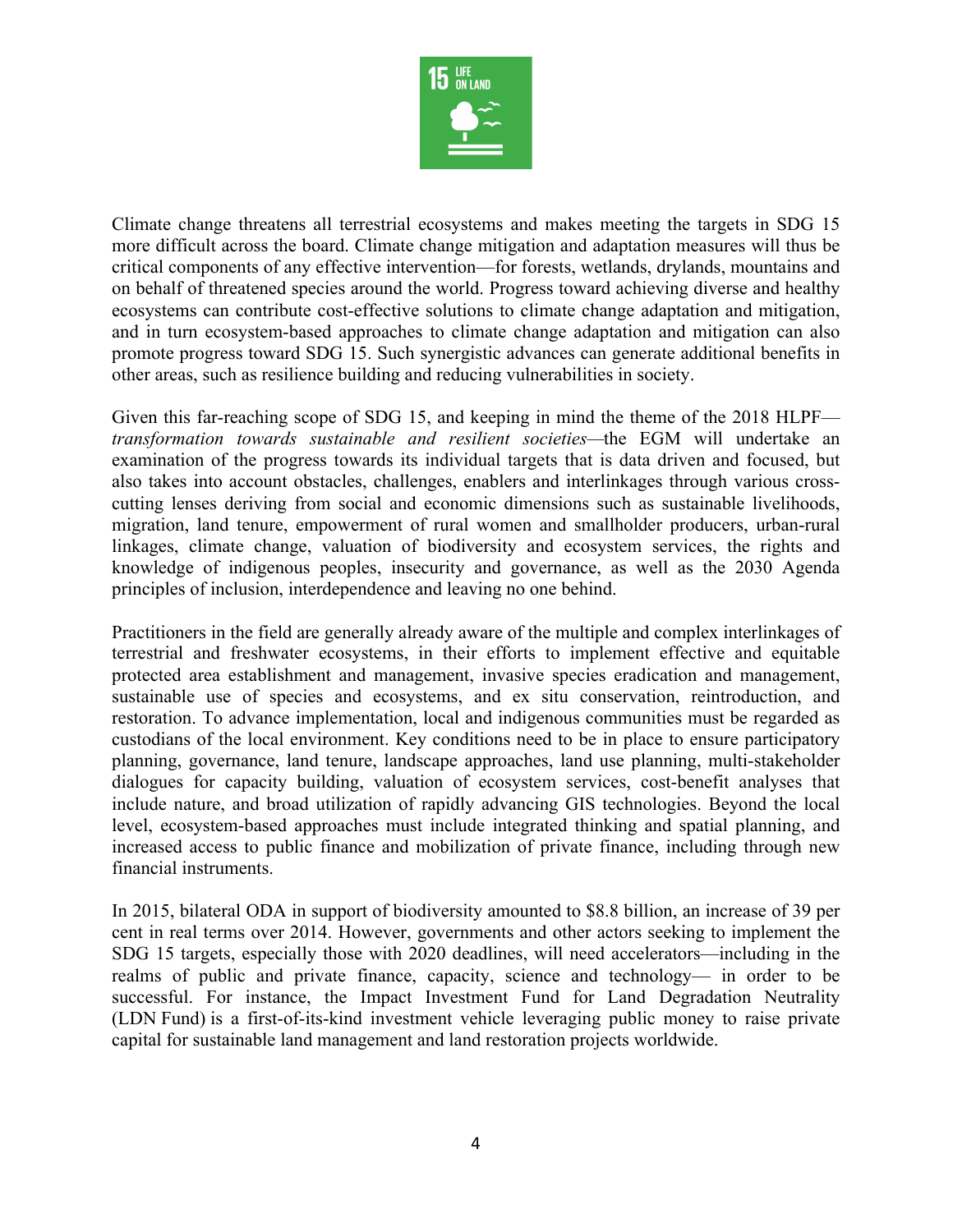Climate change threatens all terrestrial ecosystems and makes meeting the targets in SDG 15 more difficult across the board. Climate change mitigation and adaptation measures will thus be critical components of any effective intervention—for forests, wetlands, drylands, mountains and on behalf of threatened species around the world. Progress toward achieving diverse and healthy ecosystems can contribute cost-effective solutions to climate change adaptation and mitigation, and in turn ecosystem-based approaches to climate change adaptation and mitigation can also promote progress toward SDG 15. Such synergistic advances can generate additional benefits in other areas, such as resilience building and reducing vulnerabilities in society.

Given this far-reaching scope of SDG 15, and keeping in mind the theme of the 2018 HLPF—*transformation towards sustainable and resilient societies*—the EGM will undertake an examination of the progress towards its individual targets that is data driven and focused, but also takes into account obstacles, challenges, enablers and interlinkages through various cross-cutting lenses deriving from social and economic dimensions such as sustainable livelihoods, migration, land tenure, empowerment of rural women and smallholder producers, urban-rural linkages, climate change, valuation of biodiversity and ecosystem services, the rights and knowledge of indigenous peoples, insecurity and governance, as well as the 2030 Agenda principles of inclusion, interdependence and leaving no one behind.

Practitioners in the field are generally already aware of the multiple and complex interlinkages of terrestrial and freshwater ecosystems, in their efforts to implement effective and equitable protected area establishment and management, invasive species eradication and management, sustainable use of species and ecosystems, and ex situ conservation, reintroduction, and restoration. To advance implementation, local and indigenous communities must be regarded as custodians of the local environment. Key conditions need to be in place to ensure participatory planning, governance, land tenure, landscape approaches, land use planning, multi-stakeholder dialogues for capacity building, valuation of ecosystem services, cost-benefit analyses that include nature, and broad utilization of rapidly advancing GIS technologies. Beyond the local level, ecosystem-based approaches must include integrated thinking and spatial planning, and increased access to public finance and mobilization of private finance, including through new financial instruments.

In 2015, bilateral ODA in support of biodiversity amounted to $8.8 billion, an increase of 39 per cent in real terms over 2014. However, governments and other actors seeking to implement the SDG 15 targets, especially those with 2020 deadlines, will need accelerators—including in the realms of public and private finance, capacity, science and technology— in order to be successful. For instance, the Impact Investment Fund for Land Degradation Neutrality (LDN Fund) is a first-of-its-kind investment vehicle leveraging public money to raise private capital for sustainable land management and land restoration projects worldwide.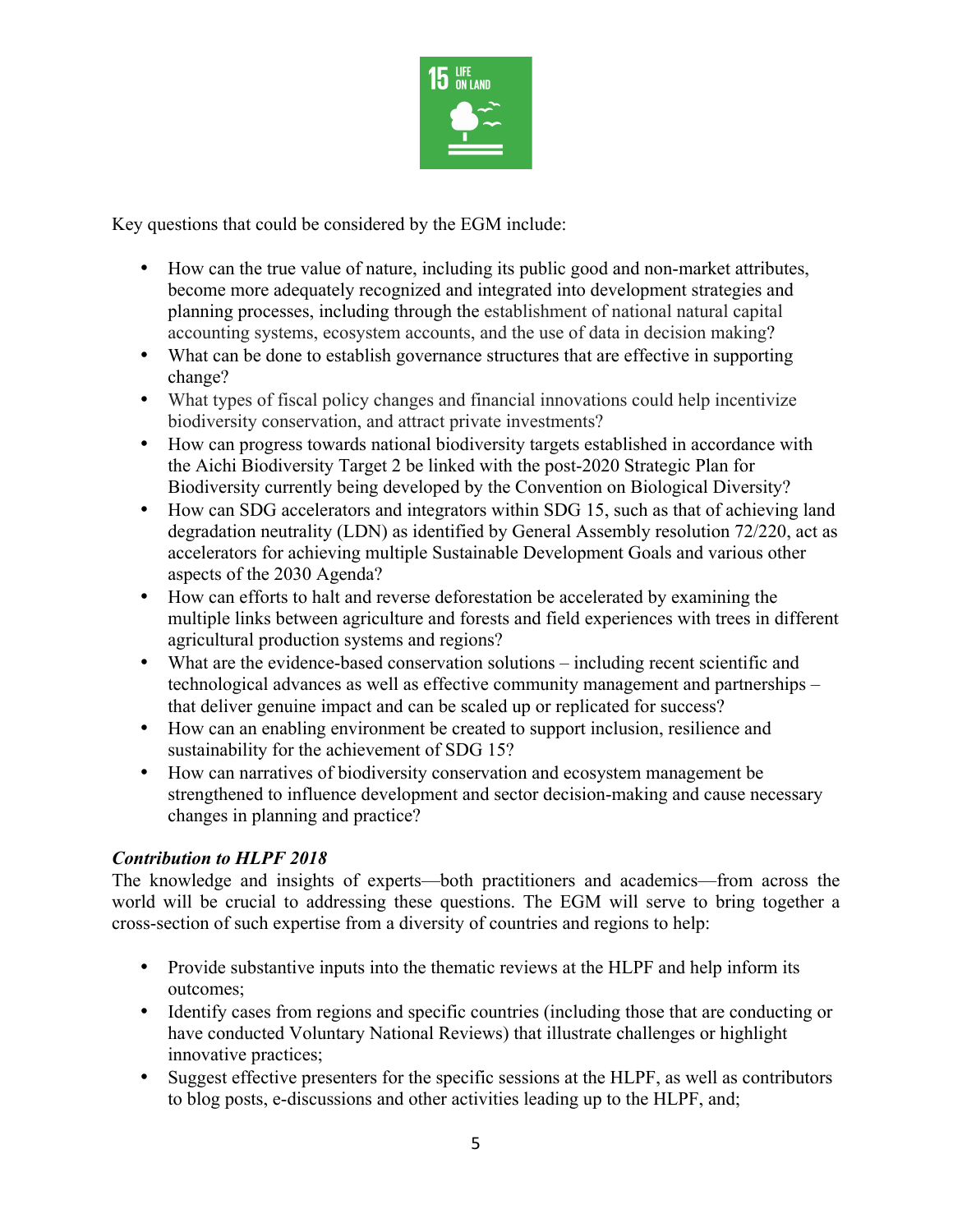Key questions that could be considered by the EGM include:

- How can the true value of nature, including its public good and non-market attributes, become more adequately recognized and integrated into development strategies and planning processes, including through the establishment of national natural capital accounting systems, ecosystem accounts, and the use of data in decision making?
- What can be done to establish governance structures that are effective in supporting change?
- What types of fiscal policy changes and financial innovations could help incentivize biodiversity conservation, and attract private investments?
- How can progress towards national biodiversity targets established in accordance with the Aichi Biodiversity Target 2 be linked with the post-2020 Strategic Plan for Biodiversity currently being developed by the Convention on Biological Diversity?
- How can SDG accelerators and integrators within SDG 15, such as that of achieving land degradation neutrality (LDN) as identified by General Assembly resolution 72/220, act as accelerators for achieving multiple Sustainable Development Goals and various other aspects of the 2030 Agenda?
- How can efforts to halt and reverse deforestation be accelerated by examining the multiple links between agriculture and forests and field experiences with trees in different agricultural production systems and regions?
- What are the evidence-based conservation solutions – including recent scientific and technological advances as well as effective community management and partnerships – that deliver genuine impact and can be scaled up or replicated for success?
- How can an enabling environment be created to support inclusion, resilience and sustainability for the achievement of SDG 15?
- How can narratives of biodiversity conservation and ecosystem management be strengthened to influence development and sector decision-making and cause necessary changes in planning and practice?

***Contribution to HLPF 2018***

The knowledge and insights of experts—both practitioners and academics—from across the world will be crucial to addressing these questions. The EGM will serve to bring together a cross-section of such expertise from a diversity of countries and regions to help:

- Provide substantive inputs into the thematic reviews at the HLPF and help inform its outcomes;
- Identify cases from regions and specific countries (including those that are conducting or have conducted Voluntary National Reviews) that illustrate challenges or highlight innovative practices;
- Suggest effective presenters for the specific sessions at the HLPF, as well as contributors to blog posts, e-discussions and other activities leading up to the HLPF, and;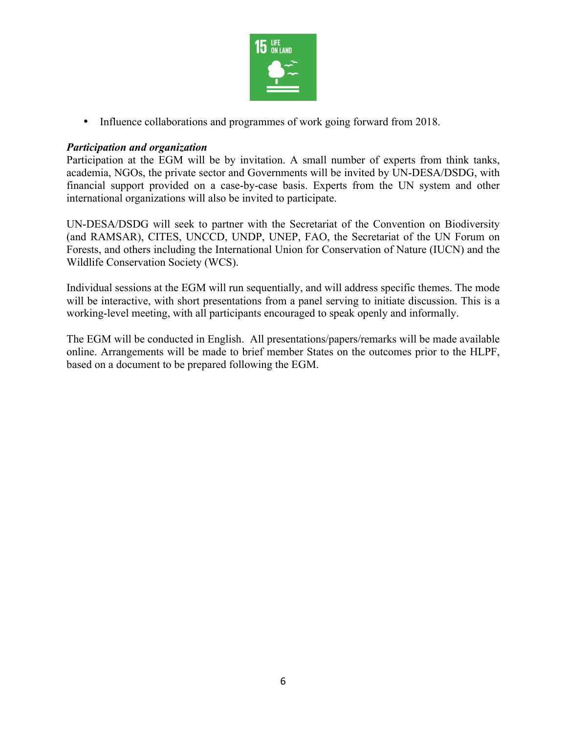- Influence collaborations and programmes of work going forward from 2018.

***Participation and organization***

Participation at the EGM will be by invitation. A small number of experts from think tanks, academia, NGOs, the private sector and Governments will be invited by UN-DESA/DSDG, with financial support provided on a case-by-case basis. Experts from the UN system and other international organizations will also be invited to participate.

UN-DESA/DSDG will seek to partner with the Secretariat of the Convention on Biodiversity (and RAMSAR), CITES, UNCCD, UNDP, UNEP, FAO, the Secretariat of the UN Forum on Forests, and others including the International Union for Conservation of Nature (IUCN) and the Wildlife Conservation Society (WCS).

Individual sessions at the EGM will run sequentially, and will address specific themes. The mode will be interactive, with short presentations from a panel serving to initiate discussion. This is a working-level meeting, with all participants encouraged to speak openly and informally.

The EGM will be conducted in English. All presentations/papers/remarks will be made available online. Arrangements will be made to brief member States on the outcomes prior to the HLPF, based on a document to be prepared following the EGM.